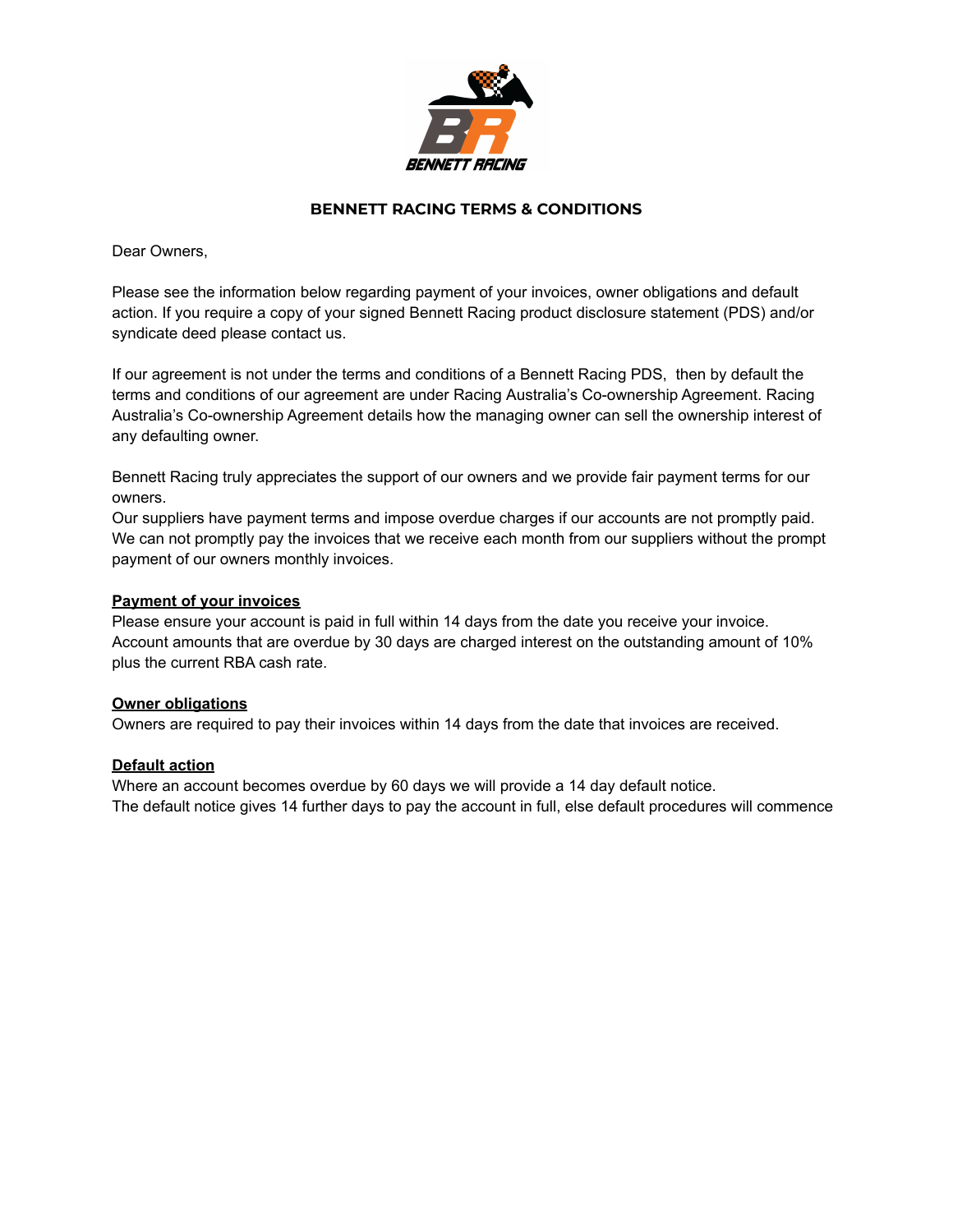# BENNETT RACING TERMS & CONDITIONS

Dear Owners,

Please see the information below regarding payment of your invoices, owner obligations and default action. If you require a copy of your signed Bennett Racing product disclosure statement (PDS) and/or syndicate deed please contact us.

If our agreement is not under the terms and conditions of a Bennett Racing PDS, then by default the terms and conditions of our agreement are under Racing Australia's Co-ownership Agreement. Racing Australia's Co-ownership Agreement details how the managing owner can sell the ownership interest of any defaulting owner.

Bennett Racing truly appreciates the support of our owners and we provide fair payment terms for our owners.
Our suppliers have payment terms and impose overdue charges if our accounts are not promptly paid. We can not promptly pay the invoices that we receive each month from our suppliers without the prompt payment of our owners monthly invoices.

**Payment of your invoices**
Please ensure your account is paid in full within 14 days from the date you receive your invoice. Account amounts that are overdue by 30 days are charged interest on the outstanding amount of 10% plus the current RBA cash rate.

**Owner obligations**
Owners are required to pay their invoices within 14 days from the date that invoices are received.

**Default action**
Where an account becomes overdue by 60 days we will provide a 14 day default notice.
The default notice gives 14 further days to pay the account in full, else default procedures will commence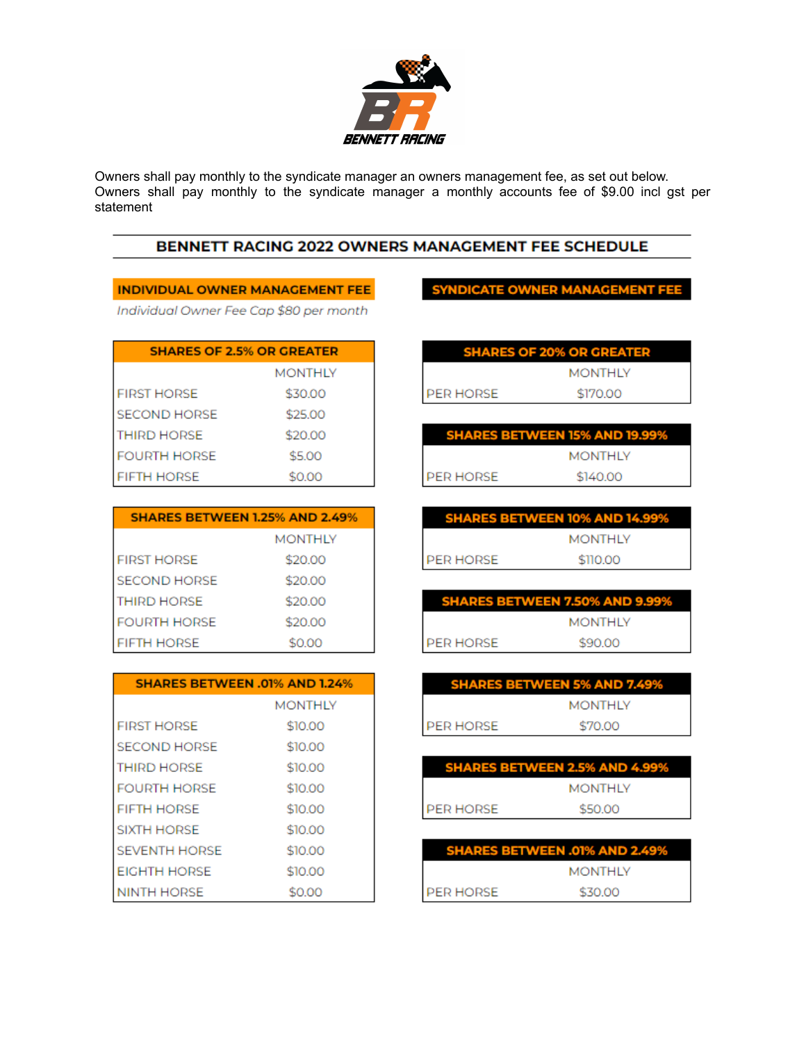BENNETT RACING

Owners shall pay monthly to the syndicate manager an owners management fee, as set out below.
Owners shall pay monthly to the syndicate manager a monthly accounts fee of $9.00 incl gst per statement

## BENNETT RACING 2022 OWNERS MANAGEMENT FEE SCHEDULE

### INDIVIDUAL OWNER MANAGEMENT FEE

*Individual Owner Fee Cap $80 per month*

| SHARES OF 2.5% OR GREATER | MONTHLY |
|---|---|
| FIRST HORSE | $30.00 |
| SECOND HORSE | $25.00 |
| THIRD HORSE | $20.00 |
| FOURTH HORSE | $5.00 |
| FIFTH HORSE | $0.00 |

| SHARES BETWEEN 1.25% AND 2.49% | MONTHLY |
|---|---|
| FIRST HORSE | $20.00 |
| SECOND HORSE | $20.00 |
| THIRD HORSE | $20.00 |
| FOURTH HORSE | $20.00 |
| FIFTH HORSE | $0.00 |

| SHARES BETWEEN .01% AND 1.24% | MONTHLY |
|---|---|
| FIRST HORSE | $10.00 |
| SECOND HORSE | $10.00 |
| THIRD HORSE | $10.00 |
| FOURTH HORSE | $10.00 |
| FIFTH HORSE | $10.00 |
| SIXTH HORSE | $10.00 |
| SEVENTH HORSE | $10.00 |
| EIGHTH HORSE | $10.00 |
| NINTH HORSE | $0.00 |

### SYNDICATE OWNER MANAGEMENT FEE

| SHARES OF 20% OR GREATER | MONTHLY |
|---|---|
| PER HORSE | $170.00 |

| SHARES BETWEEN 15% AND 19.99% | MONTHLY |
|---|---|
| PER HORSE | $140.00 |

| SHARES BETWEEN 10% AND 14.99% | MONTHLY |
|---|---|
| PER HORSE | $110.00 |

| SHARES BETWEEN 7.50% AND 9.99% | MONTHLY |
|---|---|
| PER HORSE | $90.00 |

| SHARES BETWEEN 5% AND 7.49% | MONTHLY |
|---|---|
| PER HORSE | $70.00 |

| SHARES BETWEEN 2.5% AND 4.99% | MONTHLY |
|---|---|
| PER HORSE | $50.00 |

| SHARES BETWEEN .01% AND 2.49% | MONTHLY |
|---|---|
| PER HORSE | $30.00 |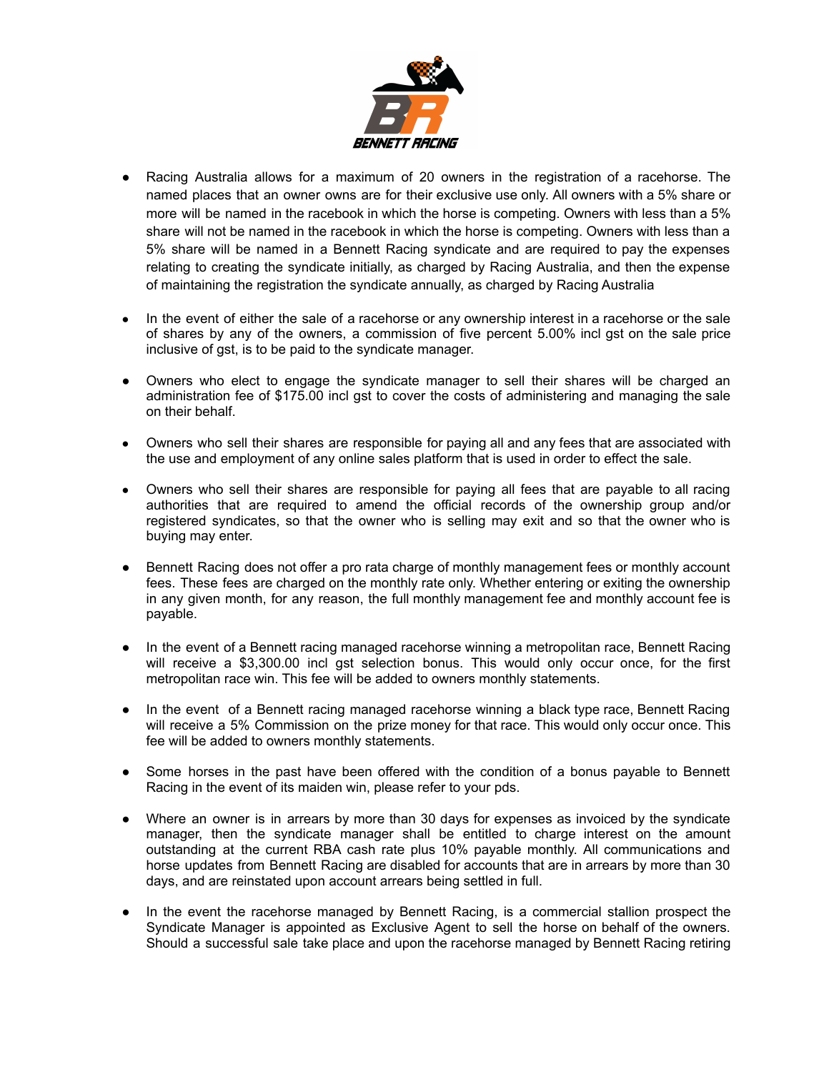- Racing Australia allows for a maximum of 20 owners in the registration of a racehorse. The named places that an owner owns are for their exclusive use only. All owners with a 5% share or more will be named in the racebook in which the horse is competing. Owners with less than a 5% share will not be named in the racebook in which the horse is competing. Owners with less than a 5% share will be named in a Bennett Racing syndicate and are required to pay the expenses relating to creating the syndicate initially, as charged by Racing Australia, and then the expense of maintaining the registration the syndicate annually, as charged by Racing Australia

- In the event of either the sale of a racehorse or any ownership interest in a racehorse or the sale of shares by any of the owners, a commission of five percent 5.00% incl gst on the sale price inclusive of gst, is to be paid to the syndicate manager.

- Owners who elect to engage the syndicate manager to sell their shares will be charged an administration fee of $175.00 incl gst to cover the costs of administering and managing the sale on their behalf.

- Owners who sell their shares are responsible for paying all and any fees that are associated with the use and employment of any online sales platform that is used in order to effect the sale.

- Owners who sell their shares are responsible for paying all fees that are payable to all racing authorities that are required to amend the official records of the ownership group and/or registered syndicates, so that the owner who is selling may exit and so that the owner who is buying may enter.

- Bennett Racing does not offer a pro rata charge of monthly management fees or monthly account fees. These fees are charged on the monthly rate only. Whether entering or exiting the ownership in any given month, for any reason, the full monthly management fee and monthly account fee is payable.

- In the event of a Bennett racing managed racehorse winning a metropolitan race, Bennett Racing will receive a $3,300.00 incl gst selection bonus. This would only occur once, for the first metropolitan race win. This fee will be added to owners monthly statements.

- In the event of a Bennett racing managed racehorse winning a black type race, Bennett Racing will receive a 5% Commission on the prize money for that race. This would only occur once. This fee will be added to owners monthly statements.

- Some horses in the past have been offered with the condition of a bonus payable to Bennett Racing in the event of its maiden win, please refer to your pds.

- Where an owner is in arrears by more than 30 days for expenses as invoiced by the syndicate manager, then the syndicate manager shall be entitled to charge interest on the amount outstanding at the current RBA cash rate plus 10% payable monthly. All communications and horse updates from Bennett Racing are disabled for accounts that are in arrears by more than 30 days, and are reinstated upon account arrears being settled in full.

- In the event the racehorse managed by Bennett Racing, is a commercial stallion prospect the Syndicate Manager is appointed as Exclusive Agent to sell the horse on behalf of the owners. Should a successful sale take place and upon the racehorse managed by Bennett Racing retiring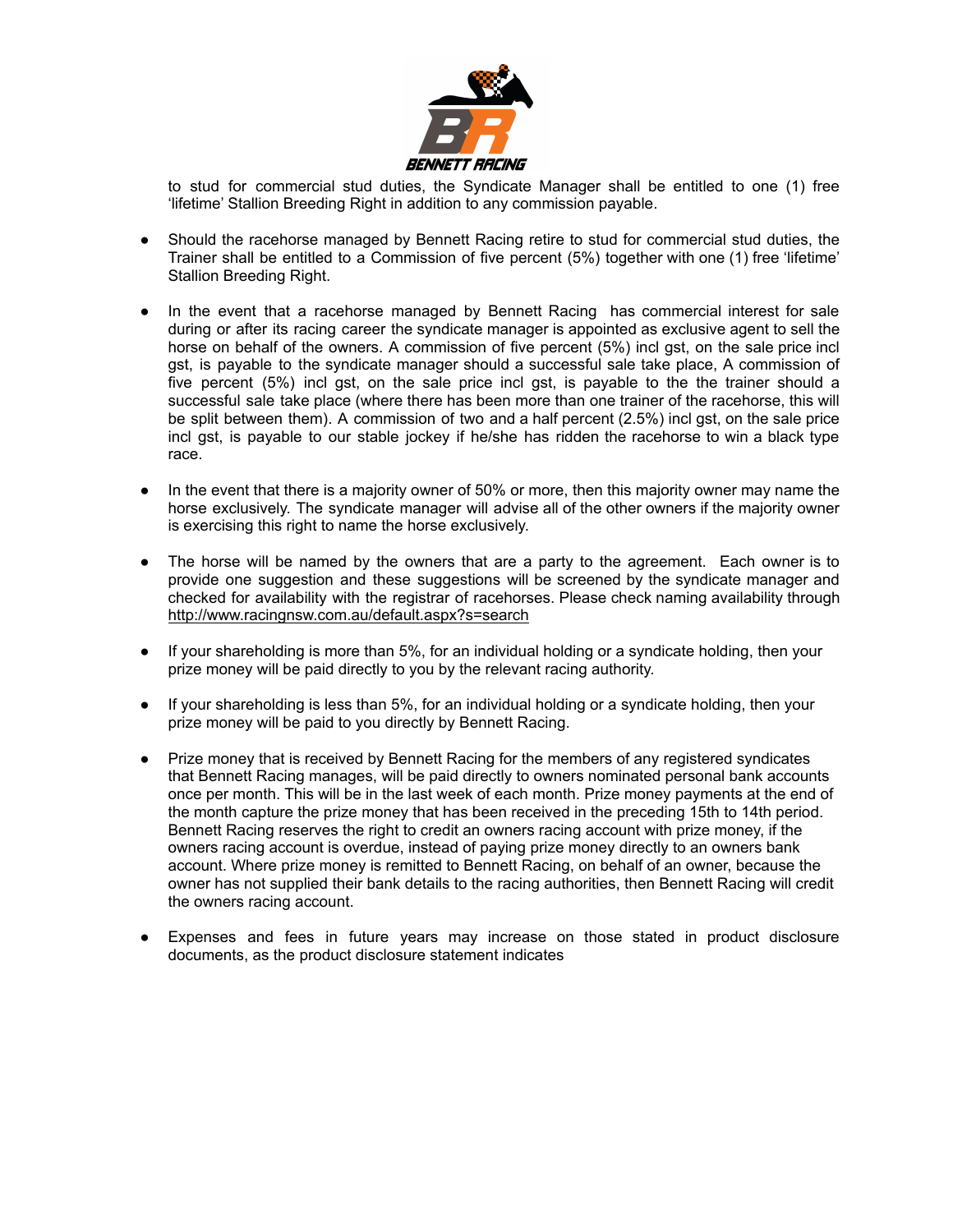to stud for commercial stud duties, the Syndicate Manager shall be entitled to one (1) free 'lifetime' Stallion Breeding Right in addition to any commission payable.

- Should the racehorse managed by Bennett Racing retire to stud for commercial stud duties, the Trainer shall be entitled to a Commission of five percent (5%) together with one (1) free 'lifetime' Stallion Breeding Right.

- In the event that a racehorse managed by Bennett Racing has commercial interest for sale during or after its racing career the syndicate manager is appointed as exclusive agent to sell the horse on behalf of the owners. A commission of five percent (5%) incl gst, on the sale price incl gst, is payable to the syndicate manager should a successful sale take place, A commission of five percent (5%) incl gst, on the sale price incl gst, is payable to the the trainer should a successful sale take place (where there has been more than one trainer of the racehorse, this will be split between them). A commission of two and a half percent (2.5%) incl gst, on the sale price incl gst, is payable to our stable jockey if he/she has ridden the racehorse to win a black type race.

- In the event that there is a majority owner of 50% or more, then this majority owner may name the horse exclusively. The syndicate manager will advise all of the other owners if the majority owner is exercising this right to name the horse exclusively.

- The horse will be named by the owners that are a party to the agreement. Each owner is to provide one suggestion and these suggestions will be screened by the syndicate manager and checked for availability with the registrar of racehorses. Please check naming availability through http://www.racingnsw.com.au/default.aspx?s=search

- If your shareholding is more than 5%, for an individual holding or a syndicate holding, then your prize money will be paid directly to you by the relevant racing authority.

- If your shareholding is less than 5%, for an individual holding or a syndicate holding, then your prize money will be paid to you directly by Bennett Racing.

- Prize money that is received by Bennett Racing for the members of any registered syndicates that Bennett Racing manages, will be paid directly to owners nominated personal bank accounts once per month. This will be in the last week of each month. Prize money payments at the end of the month capture the prize money that has been received in the preceding 15th to 14th period. Bennett Racing reserves the right to credit an owners racing account with prize money, if the owners racing account is overdue, instead of paying prize money directly to an owners bank account. Where prize money is remitted to Bennett Racing, on behalf of an owner, because the owner has not supplied their bank details to the racing authorities, then Bennett Racing will credit the owners racing account.

- Expenses and fees in future years may increase on those stated in product disclosure documents, as the product disclosure statement indicates